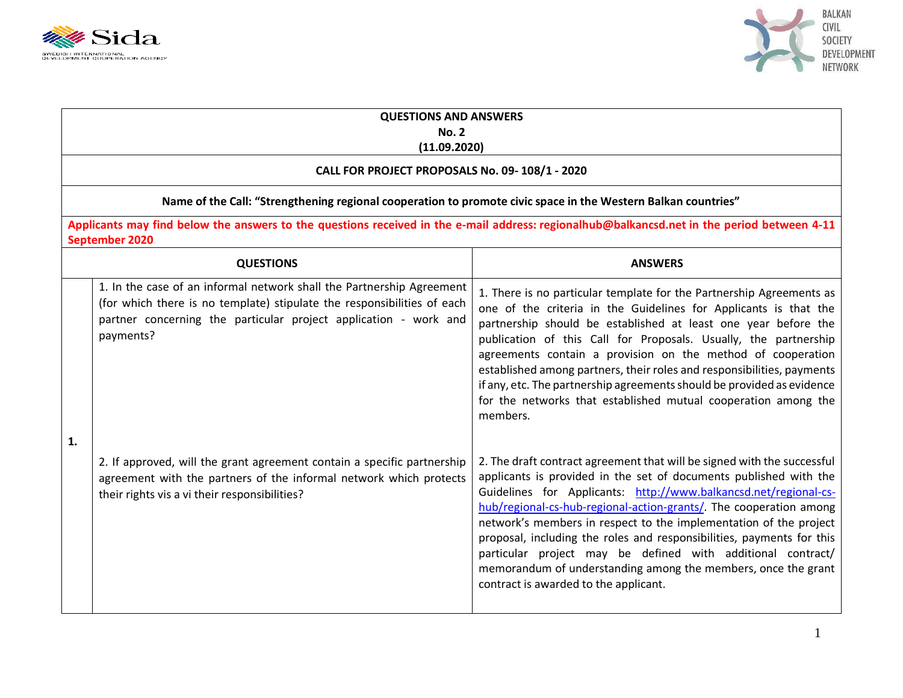**QUESTIONS AND ANSWERS**
**No. 2**
**(11.09.2020)**

**CALL FOR PROJECT PROPOSALS No. 09- 108/1 - 2020**

**Name of the Call: "Strengthening regional cooperation to promote civic space in the Western Balkan countries"**

**Applicants may find below the answers to the questions received in the e-mail address: regionalhub@balkancsd.net in the period between 4-11 September 2020**

| | QUESTIONS | ANSWERS |
|---|---|---|
| **1.** | 1. In the case of an informal network shall the Partnership Agreement (for which there is no template) stipulate the responsibilities of each partner concerning the particular project application - work and payments? | 1. There is no particular template for the Partnership Agreements as one of the criteria in the Guidelines for Applicants is that the partnership should be established at least one year before the publication of this Call for Proposals. Usually, the partnership agreements contain a provision on the method of cooperation established among partners, their roles and responsibilities, payments if any, etc. The partnership agreements should be provided as evidence for the networks that established mutual cooperation among the members. |
| | 2. If approved, will the grant agreement contain a specific partnership agreement with the partners of the informal network which protects their rights vis a vi their responsibilities? | 2. The draft contract agreement that will be signed with the successful applicants is provided in the set of documents published with the Guidelines for Applicants: [http://www.balkancsd.net/regional-cs-hub/regional-cs-hub-regional-action-grants/](http://www.balkancsd.net/regional-cs-hub/regional-cs-hub-regional-action-grants/). The cooperation among network's members in respect to the implementation of the project proposal, including the roles and responsibilities, payments for this particular project may be defined with additional contract/ memorandum of understanding among the members, once the grant contract is awarded to the applicant. |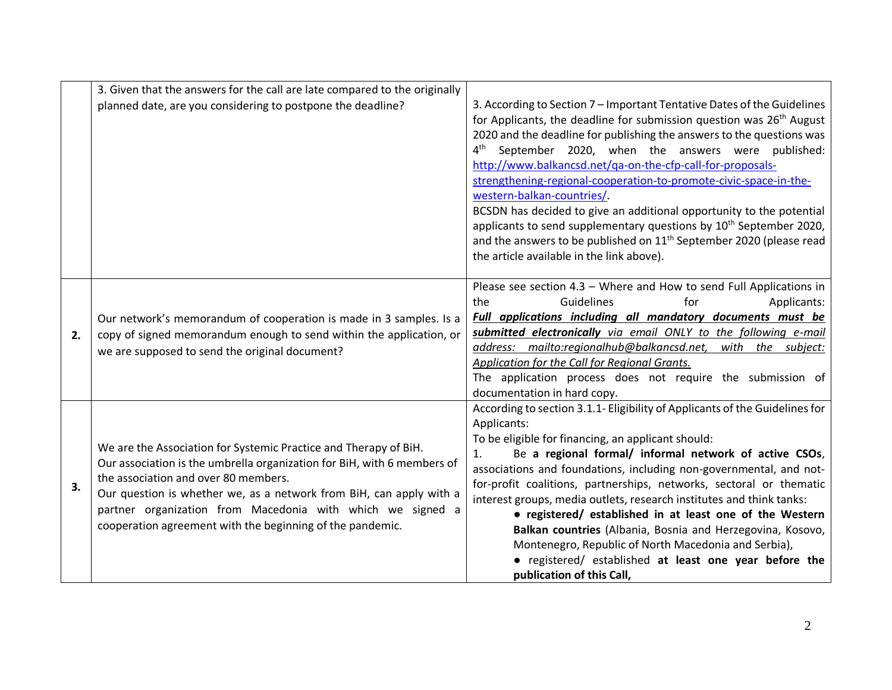|  |  |  |
|---|---|---|
|  | 3. Given that the answers for the call are late compared to the originally planned date, are you considering to postpone the deadline? | 3. According to Section 7 – Important Tentative Dates of the Guidelines for Applicants, the deadline for submission question was 26th August 2020 and the deadline for publishing the answers to the questions was 4th September 2020, when the answers were published: [http://www.balkancsd.net/qa-on-the-cfp-call-for-proposals-strengthening-regional-cooperation-to-promote-civic-space-in-the-western-balkan-countries/](http://www.balkancsd.net/qa-on-the-cfp-call-for-proposals-strengthening-regional-cooperation-to-promote-civic-space-in-the-western-balkan-countries/). <br> BCSDN has decided to give an additional opportunity to the potential applicants to send supplementary questions by 10th September 2020, and the answers to be published on 11th September 2020 (please read the article available in the link above). |
| **2.** | Our network's memorandum of cooperation is made in 3 samples. Is a copy of signed memorandum enough to send within the application, or we are supposed to send the original document? | Please see section 4.3 – Where and How to send Full Applications in the Guidelines for Applicants: <br> ***Full applications including all mandatory documents must be submitted electronically*** *via email ONLY to the following e-mail address: mailto:regionalhub@balkancsd.net, with the subject: Application for the Call for Regional Grants.* <br> The application process does not require the submission of documentation in hard copy. |
| **3.** | We are the Association for Systemic Practice and Therapy of BiH. <br> Our association is the umbrella organization for BiH, with 6 members of the association and over 80 members. <br> Our question is whether we, as a network from BiH, can apply with a partner organization from Macedonia with which we signed a cooperation agreement with the beginning of the pandemic. | According to section 3.1.1- Eligibility of Applicants of the Guidelines for Applicants: <br> To be eligible for financing, an applicant should: <br> 1. Be **a regional formal/ informal network of active CSOs**, associations and foundations, including non-governmental, and not-for-profit coalitions, partnerships, networks, sectoral or thematic interest groups, media outlets, research institutes and think tanks: <br> ● **registered/ established in at least one of the Western Balkan countries** (Albania, Bosnia and Herzegovina, Kosovo, Montenegro, Republic of North Macedonia and Serbia), <br> ● registered/ established **at least one year before the publication of this Call,** |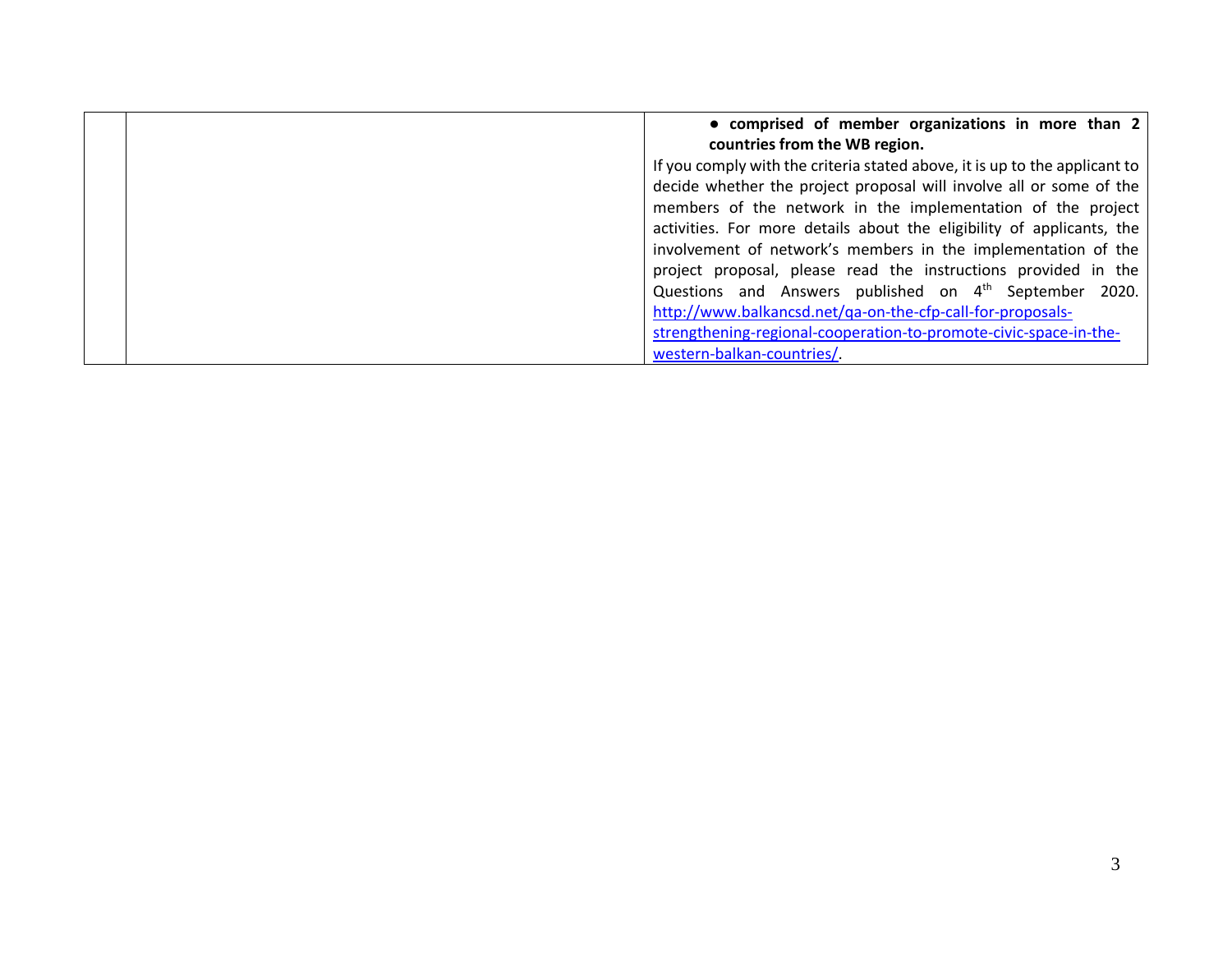| | | |
|---|---|---|
| | | ● **comprised of member organizations in more than 2 countries from the WB region.**<br>If you comply with the criteria stated above, it is up to the applicant to decide whether the project proposal will involve all or some of the members of the network in the implementation of the project activities. For more details about the eligibility of applicants, the involvement of network's members in the implementation of the project proposal, please read the instructions provided in the Questions and Answers published on 4th September 2020. http://www.balkancsd.net/qa-on-the-cfp-call-for-proposals-strengthening-regional-cooperation-to-promote-civic-space-in-the-western-balkan-countries/. |